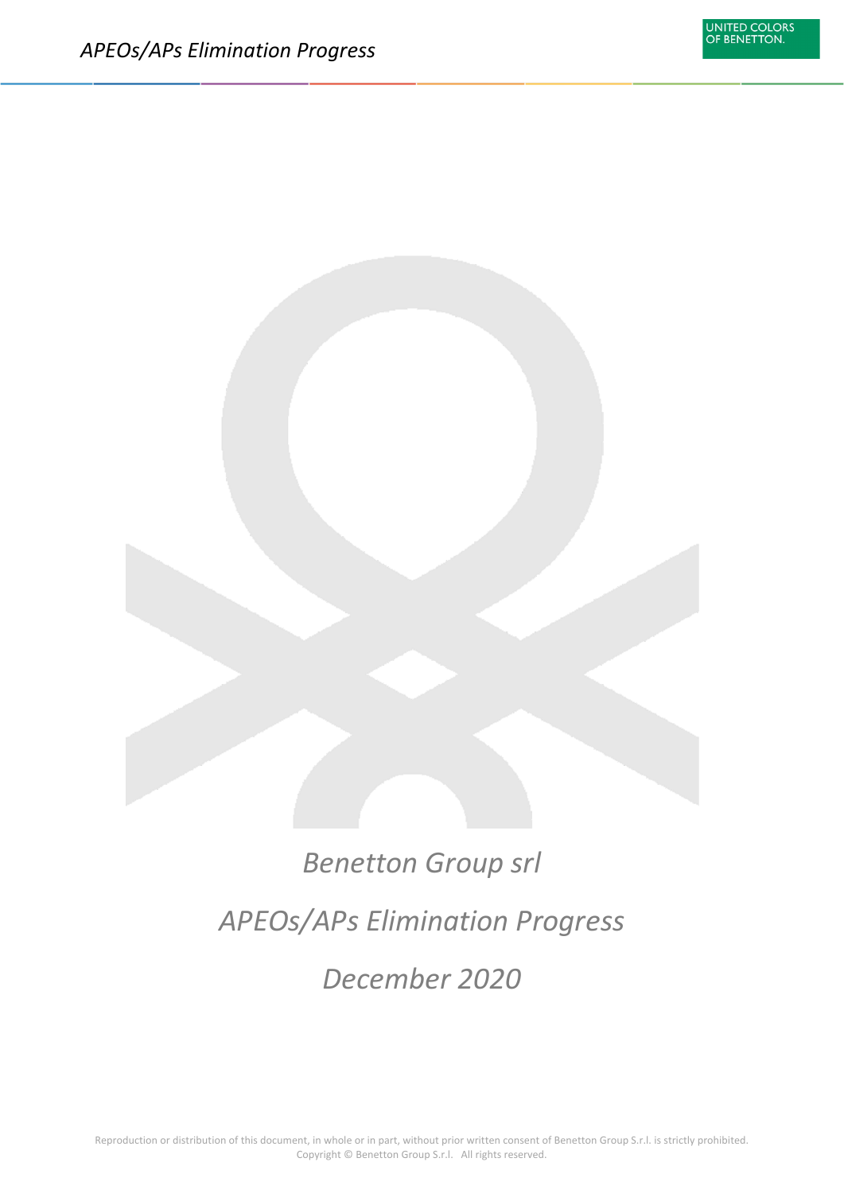# Benetton Group srl

# APEOs/APs Elimination Progress

# December 2020

Reproduction or distribution of this document, in whole or in part, without prior written consent of Benetton Group S.r.l. is strictly prohibited. Copyright © Benetton Group S.r.l. All rights reserved.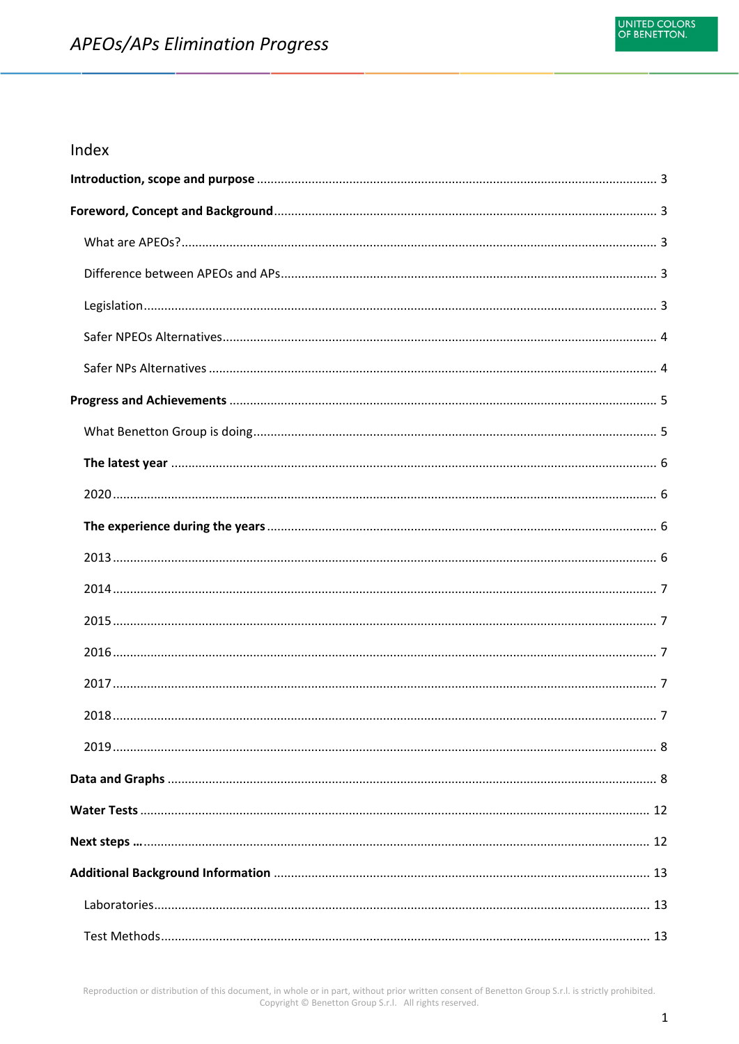## Index

**Introduction, scope and purpose** .......... 3

**Foreword, Concept and Background** .......... 3

- What are APEOs? .......... 3
- Difference between APEOs and APs .......... 3
- Legislation .......... 3
- Safer NPEOs Alternatives .......... 4
- Safer NPs Alternatives .......... 4

**Progress and Achievements** .......... 5

- What Benetton Group is doing .......... 5
- **The latest year** .......... 6
- 2020 .......... 6
- **The experience during the years** .......... 6
- 2013 .......... 6
- 2014 .......... 7
- 2015 .......... 7
- 2016 .......... 7
- 2017 .......... 7
- 2018 .......... 7
- 2019 .......... 8

**Data and Graphs** .......... 8

**Water Tests** .......... 12

**Next steps …** .......... 12

**Additional Background Information** .......... 13

- Laboratories .......... 13
- Test Methods .......... 13

Reproduction or distribution of this document, in whole or in part, without prior written consent of Benetton Group S.r.l. is strictly prohibited.
Copyright © Benetton Group S.r.l. All rights reserved.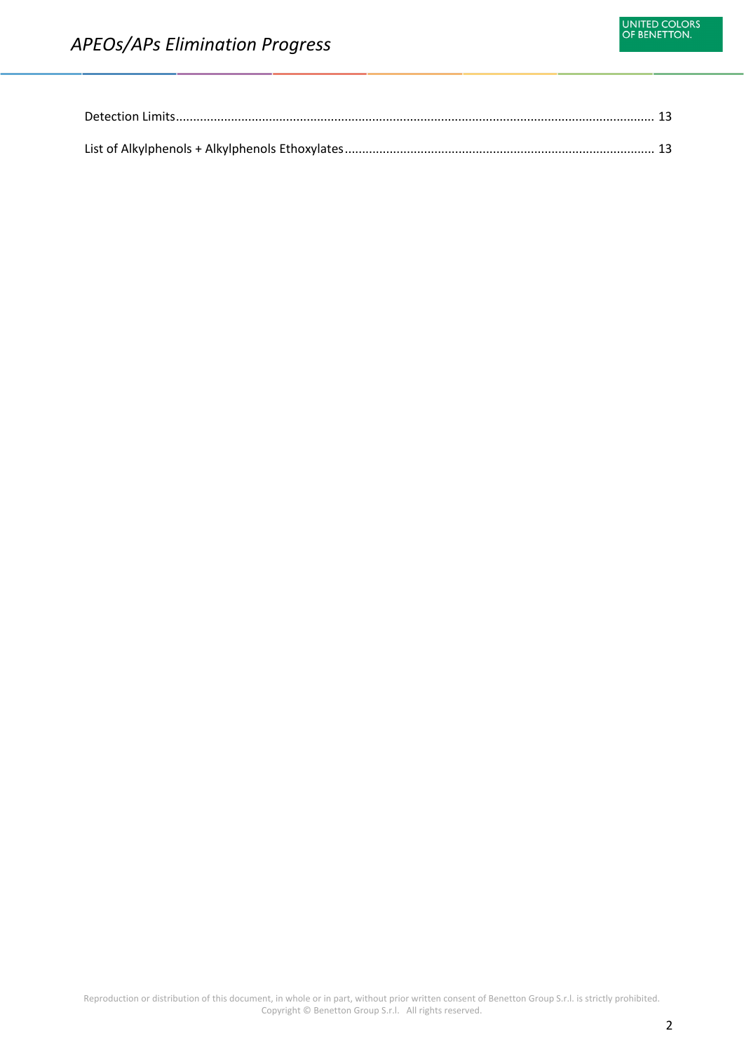Detection Limits........................................................................................................................................ 13

List of Alkylphenols + Alkylphenols Ethoxylates........................................................................................ 13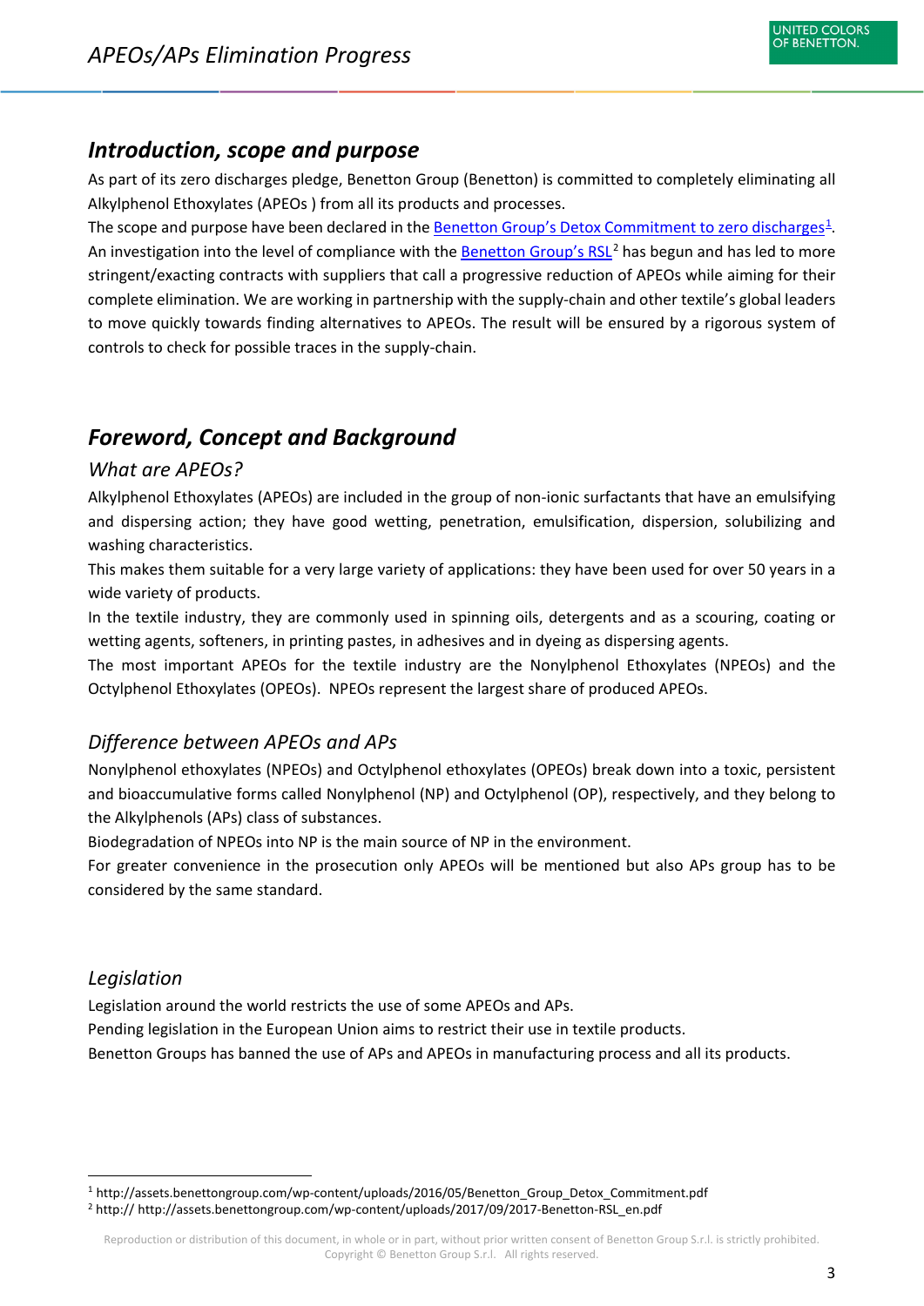## Introduction, scope and purpose

As part of its zero discharges pledge, Benetton Group (Benetton) is committed to completely eliminating all Alkylphenol Ethoxylates (APEOs ) from all its products and processes.

The scope and purpose have been declared in the Benetton Group's Detox Commitment to zero discharges[1].

An investigation into the level of compliance with the Benetton Group's RSL[2] has begun and has led to more stringent/exacting contracts with suppliers that call a progressive reduction of APEOs while aiming for their complete elimination. We are working in partnership with the supply-chain and other textile's global leaders to move quickly towards finding alternatives to APEOs. The result will be ensured by a rigorous system of controls to check for possible traces in the supply-chain.

## Foreword, Concept and Background

### What are APEOs?

Alkylphenol Ethoxylates (APEOs) are included in the group of non-ionic surfactants that have an emulsifying and dispersing action; they have good wetting, penetration, emulsification, dispersion, solubilizing and washing characteristics.

This makes them suitable for a very large variety of applications: they have been used for over 50 years in a wide variety of products.

In the textile industry, they are commonly used in spinning oils, detergents and as a scouring, coating or wetting agents, softeners, in printing pastes, in adhesives and in dyeing as dispersing agents.

The most important APEOs for the textile industry are the Nonylphenol Ethoxylates (NPEOs) and the Octylphenol Ethoxylates (OPEOs). NPEOs represent the largest share of produced APEOs.

### Difference between APEOs and APs

Nonylphenol ethoxylates (NPEOs) and Octylphenol ethoxylates (OPEOs) break down into a toxic, persistent and bioaccumulative forms called Nonylphenol (NP) and Octylphenol (OP), respectively, and they belong to the Alkylphenols (APs) class of substances.

Biodegradation of NPEOs into NP is the main source of NP in the environment.

For greater convenience in the prosecution only APEOs will be mentioned but also APs group has to be considered by the same standard.

### Legislation

Legislation around the world restricts the use of some APEOs and APs.

Pending legislation in the European Union aims to restrict their use in textile products.

Benetton Groups has banned the use of APs and APEOs in manufacturing process and all its products.

---

[1] http://assets.benettongroup.com/wp-content/uploads/2016/05/Benetton_Group_Detox_Commitment.pdf

[2] http:// http://assets.benettongroup.com/wp-content/uploads/2017/09/2017-Benetton-RSL_en.pdf

Reproduction or distribution of this document, in whole or in part, without prior written consent of Benetton Group S.r.l. is strictly prohibited.
Copyright © Benetton Group S.r.l. All rights reserved.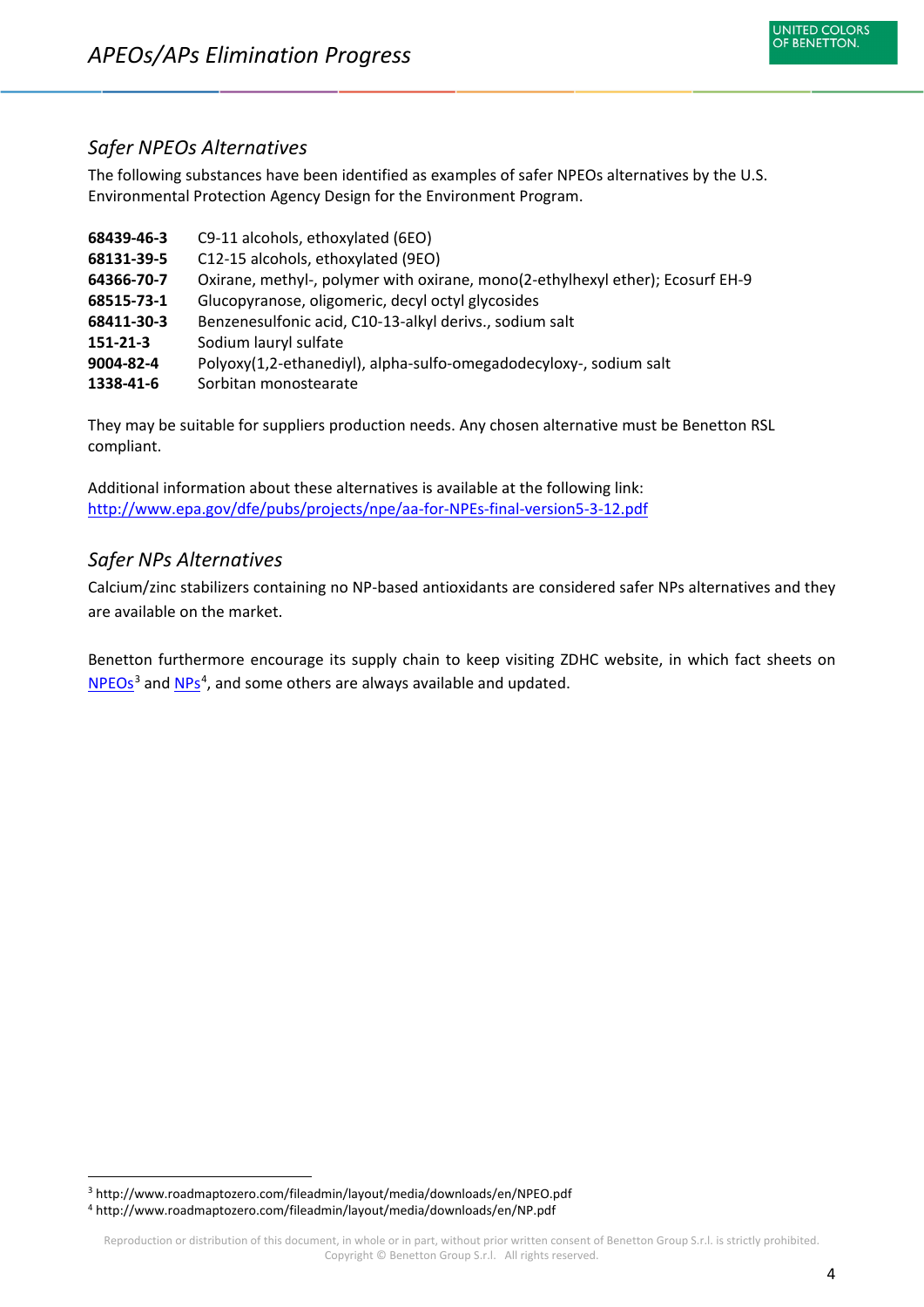## Safer NPEOs Alternatives

The following substances have been identified as examples of safer NPEOs alternatives by the U.S. Environmental Protection Agency Design for the Environment Program.

**68439-46-3** C9-11 alcohols, ethoxylated (6EO)
**68131-39-5** C12-15 alcohols, ethoxylated (9EO)
**64366-70-7** Oxirane, methyl-, polymer with oxirane, mono(2-ethylhexyl ether); Ecosurf EH-9
**68515-73-1** Glucopyranose, oligomeric, decyl octyl glycosides
**68411-30-3** Benzenesulfonic acid, C10-13-alkyl derivs., sodium salt
**151-21-3** Sodium lauryl sulfate
**9004-82-4** Polyoxy(1,2-ethanediyl), alpha-sulfo-omegadodecyloxy-, sodium salt
**1338-41-6** Sorbitan monostearate

They may be suitable for suppliers production needs. Any chosen alternative must be Benetton RSL compliant.

Additional information about these alternatives is available at the following link:
http://www.epa.gov/dfe/pubs/projects/npe/aa-for-NPEs-final-version5-3-12.pdf

## Safer NPs Alternatives

Calcium/zinc stabilizers containing no NP-based antioxidants are considered safer NPs alternatives and they are available on the market.

Benetton furthermore encourage its supply chain to keep visiting ZDHC website, in which fact sheets on NPEOs[3] and NPs[4], and some others are always available and updated.

[3] http://www.roadmaptozero.com/fileadmin/layout/media/downloads/en/NPEO.pdf
[4] http://www.roadmaptozero.com/fileadmin/layout/media/downloads/en/NP.pdf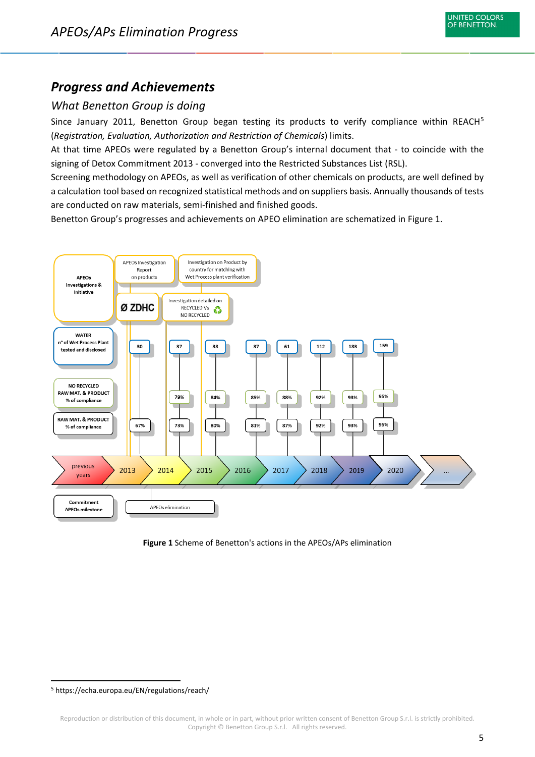## Progress and Achievements

### *What Benetton Group is doing*

Since January 2011, Benetton Group began testing its products to verify compliance within REACH[5] (*Registration, Evaluation, Authorization and Restriction of Chemicals*) limits.

At that time APEOs were regulated by a Benetton Group's internal document that - to coincide with the signing of Detox Commitment 2013 - converged into the Restricted Substances List (RSL).

Screening methodology on APEOs, as well as verification of other chemicals on products, are well defined by a calculation tool based on recognized statistical methods and on suppliers basis. Annually thousands of tests are conducted on raw materials, semi-finished and finished goods.

Benetton Group's progresses and achievements on APEO elimination are schematized in Figure 1.

**APEOs Investigations & Initiative:** APEOs Investigation Report on products; Ø ZDHC; Investigation on Product by country for matching with Wet Process plant verification; Investigation detailed on RECYCLED Vs NO RECYCLED

| | previous years | 2013 | 2014 | 2015 | 2016 | 2017 | 2018 | 2019 | 2020 | ... |
|---|---|---|---|---|---|---|---|---|---|---|
| WATER n° of Wet Process Plant tested and disclosed | | 30 | 37 | 38 | 37 | 61 | 112 | 183 | 159 | |
| NO RECYCLED RAW MAT. & PRODUCT % of compliance | | | 79% | 84% | 85% | 88% | 92% | 93% | 95% | |
| RAW MAT. & PRODUCT % of compliance | | 67% | 73% | 80% | 81% | 87% | 92% | 93% | 95% | |

Commitment APEOs milestone: APEOs elimination

**Figure 1** Scheme of Benetton's actions in the APEOs/APs elimination

[5] https://echa.europa.eu/EN/regulations/reach/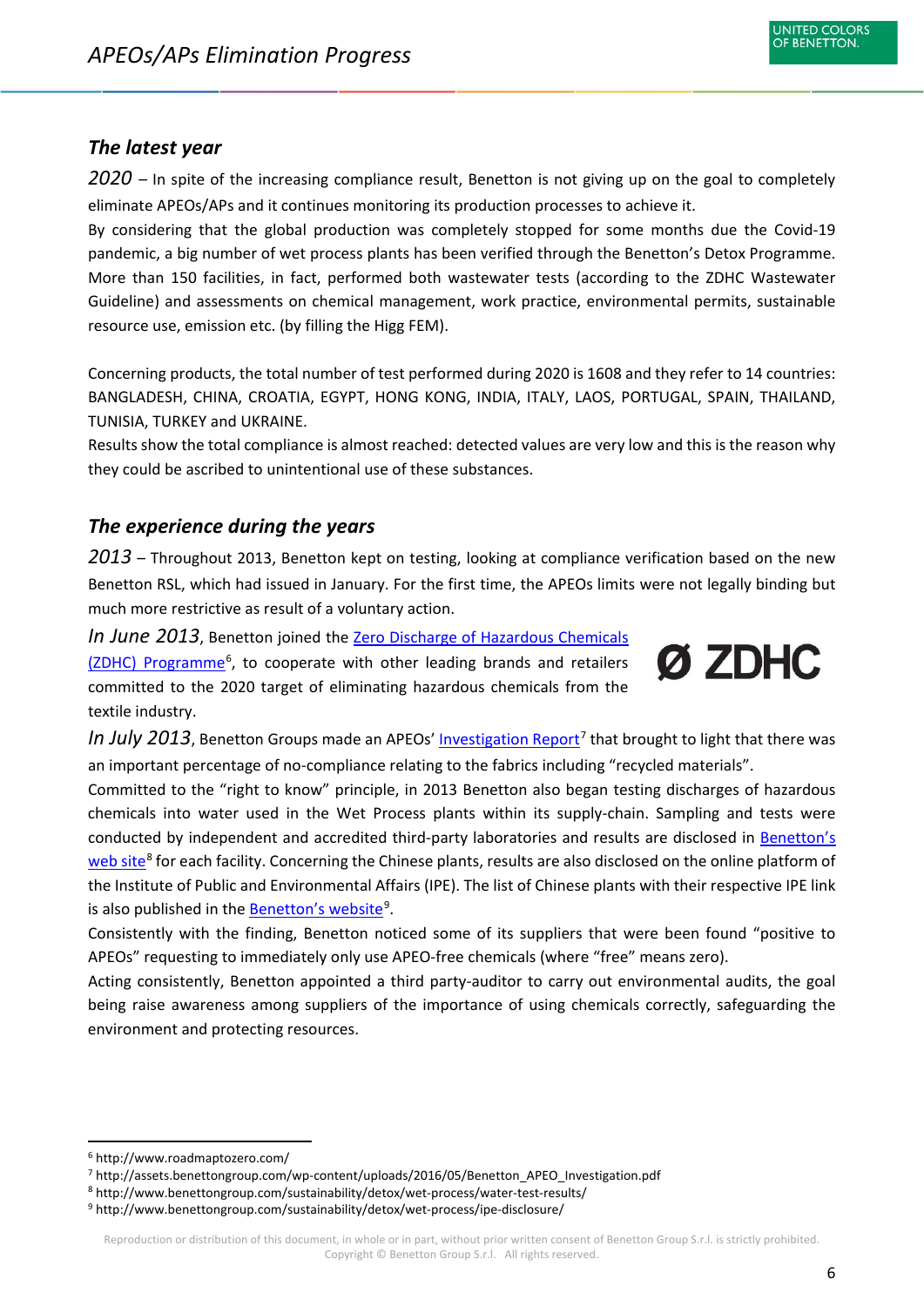### *The latest year*

*2020* – In spite of the increasing compliance result, Benetton is not giving up on the goal to completely eliminate APEOs/APs and it continues monitoring its production processes to achieve it.
By considering that the global production was completely stopped for some months due the Covid-19 pandemic, a big number of wet process plants has been verified through the Benetton's Detox Programme. More than 150 facilities, in fact, performed both wastewater tests (according to the ZDHC Wastewater Guideline) and assessments on chemical management, work practice, environmental permits, sustainable resource use, emission etc. (by filling the Higg FEM).

Concerning products, the total number of test performed during 2020 is 1608 and they refer to 14 countries: BANGLADESH, CHINA, CROATIA, EGYPT, HONG KONG, INDIA, ITALY, LAOS, PORTUGAL, SPAIN, THAILAND, TUNISIA, TURKEY and UKRAINE.
Results show the total compliance is almost reached: detected values are very low and this is the reason why they could be ascribed to unintentional use of these substances.

### *The experience during the years*

*2013* – Throughout 2013, Benetton kept on testing, looking at compliance verification based on the new Benetton RSL, which had issued in January. For the first time, the APEOs limits were not legally binding but much more restrictive as result of a voluntary action.

*In June 2013*, Benetton joined the [Zero Discharge of Hazardous Chemicals (ZDHC) Programme][6], to cooperate with other leading brands and retailers committed to the 2020 target of eliminating hazardous chemicals from the textile industry.

Ø ZDHC

*In July 2013*, Benetton Groups made an APEOs' [Investigation Report][7] that brought to light that there was an important percentage of no-compliance relating to the fabrics including "recycled materials".
Committed to the "right to know" principle, in 2013 Benetton also began testing discharges of hazardous chemicals into water used in the Wet Process plants within its supply-chain. Sampling and tests were conducted by independent and accredited third-party laboratories and results are disclosed in [Benetton's web site][8] for each facility. Concerning the Chinese plants, results are also disclosed on the online platform of the Institute of Public and Environmental Affairs (IPE). The list of Chinese plants with their respective IPE link is also published in the [Benetton's website][9].
Consistently with the finding, Benetton noticed some of its suppliers that were been found "positive to APEOs" requesting to immediately only use APEO-free chemicals (where "free" means zero).
Acting consistently, Benetton appointed a third party-auditor to carry out environmental audits, the goal being raise awareness among suppliers of the importance of using chemicals correctly, safeguarding the environment and protecting resources.

---

[6] http://www.roadmaptozero.com/
[7] http://assets.benettongroup.com/wp-content/uploads/2016/05/Benetton_APEO_Investigation.pdf
[8] http://www.benettongroup.com/sustainability/detox/wet-process/water-test-results/
[9] http://www.benettongroup.com/sustainability/detox/wet-process/ipe-disclosure/

Reproduction or distribution of this document, in whole or in part, without prior written consent of Benetton Group S.r.l. is strictly prohibited. Copyright © Benetton Group S.r.l. All rights reserved.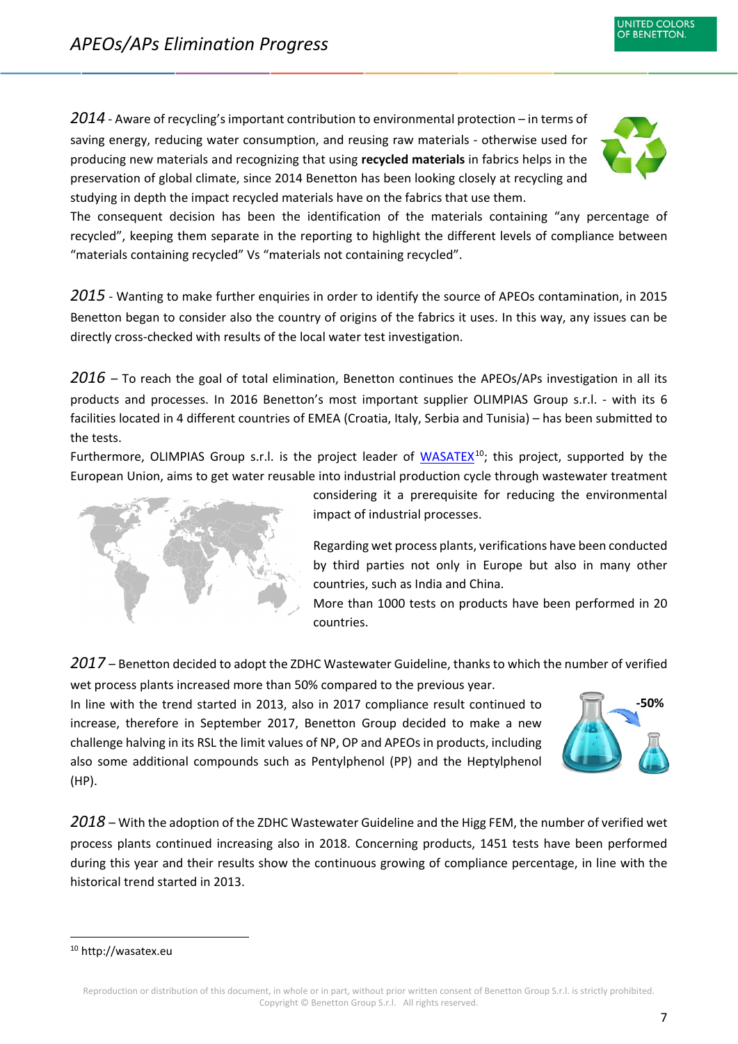# APEOs/APs Elimination Progress

*2014* - Aware of recycling's important contribution to environmental protection – in terms of saving energy, reducing water consumption, and reusing raw materials - otherwise used for producing new materials and recognizing that using **recycled materials** in fabrics helps in the preservation of global climate, since 2014 Benetton has been looking closely at recycling and studying in depth the impact recycled materials have on the fabrics that use them.

The consequent decision has been the identification of the materials containing "any percentage of recycled", keeping them separate in the reporting to highlight the different levels of compliance between "materials containing recycled" Vs "materials not containing recycled".

*2015* - Wanting to make further enquiries in order to identify the source of APEOs contamination, in 2015 Benetton began to consider also the country of origins of the fabrics it uses. In this way, any issues can be directly cross-checked with results of the local water test investigation.

*2016* – To reach the goal of total elimination, Benetton continues the APEOs/APs investigation in all its products and processes. In 2016 Benetton's most important supplier OLIMPIAS Group s.r.l. - with its 6 facilities located in 4 different countries of EMEA (Croatia, Italy, Serbia and Tunisia) – has been submitted to the tests.

Furthermore, OLIMPIAS Group s.r.l. is the project leader of [WASATEX](http://wasatex.eu)[10]; this project, supported by the European Union, aims to get water reusable into industrial production cycle through wastewater treatment considering it a prerequisite for reducing the environmental impact of industrial processes.

Regarding wet process plants, verifications have been conducted by third parties not only in Europe but also in many other countries, such as India and China.

More than 1000 tests on products have been performed in 20 countries.

*2017* – Benetton decided to adopt the ZDHC Wastewater Guideline, thanks to which the number of verified wet process plants increased more than 50% compared to the previous year.

In line with the trend started in 2013, also in 2017 compliance result continued to increase, therefore in September 2017, Benetton Group decided to make a new challenge halving in its RSL the limit values of NP, OP and APEOs in products, including also some additional compounds such as Pentylphenol (PP) and the Heptylphenol (HP).

-50%

*2018* – With the adoption of the ZDHC Wastewater Guideline and the Higg FEM, the number of verified wet process plants continued increasing also in 2018. Concerning products, 1451 tests have been performed during this year and their results show the continuous growing of compliance percentage, in line with the historical trend started in 2013.

---

[10] http://wasatex.eu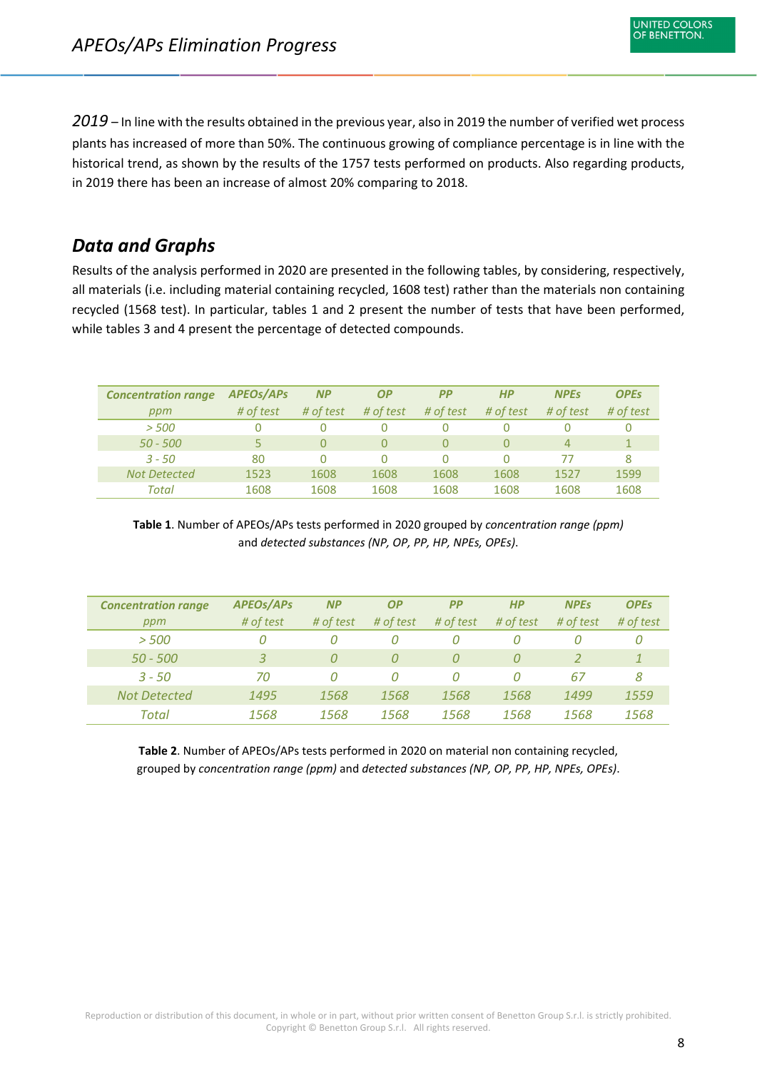*2019* – In line with the results obtained in the previous year, also in 2019 the number of verified wet process plants has increased of more than 50%. The continuous growing of compliance percentage is in line with the historical trend, as shown by the results of the 1757 tests performed on products. Also regarding products, in 2019 there has been an increase of almost 20% comparing to 2018.

## *Data and Graphs*

Results of the analysis performed in 2020 are presented in the following tables, by considering, respectively, all materials (i.e. including material containing recycled, 1608 test) rather than the materials non containing recycled (1568 test). In particular, tables 1 and 2 present the number of tests that have been performed, while tables 3 and 4 present the percentage of detected compounds.

| *Concentration range* | *APEOs/APs* | *NP* | *OP* | *PP* | *HP* | *NPEs* | *OPEs* |
|---|---|---|---|---|---|---|---|
| *ppm* | *# of test* | *# of test* | *# of test* | *# of test* | *# of test* | *# of test* | *# of test* |
| *> 500* | 0 | 0 | 0 | 0 | 0 | 0 | 0 |
| *50 - 500* | 5 | 0 | 0 | 0 | 0 | 4 | 1 |
| *3 - 50* | 80 | 0 | 0 | 0 | 0 | 77 | 8 |
| *Not Detected* | 1523 | 1608 | 1608 | 1608 | 1608 | 1527 | 1599 |
| *Total* | 1608 | 1608 | 1608 | 1608 | 1608 | 1608 | 1608 |

**Table 1**. Number of APEOs/APs tests performed in 2020 grouped by *concentration range (ppm)* and *detected substances (NP, OP, PP, HP, NPEs, OPEs).*

| *Concentration range* | *APEOs/APs* | *NP* | *OP* | *PP* | *HP* | *NPEs* | *OPEs* |
|---|---|---|---|---|---|---|---|
| *ppm* | *# of test* | *# of test* | *# of test* | *# of test* | *# of test* | *# of test* | *# of test* |
| *> 500* | *0* | *0* | *0* | *0* | *0* | *0* | *0* |
| *50 - 500* | *3* | *0* | *0* | *0* | *0* | *2* | *1* |
| *3 - 50* | *70* | *0* | *0* | *0* | *0* | *67* | *8* |
| *Not Detected* | *1495* | *1568* | *1568* | *1568* | *1568* | *1499* | *1559* |
| *Total* | *1568* | *1568* | *1568* | *1568* | *1568* | *1568* | *1568* |

**Table 2**. Number of APEOs/APs tests performed in 2020 on material non containing recycled, grouped by *concentration range (ppm)* and *detected substances (NP, OP, PP, HP, NPEs, OPEs)*.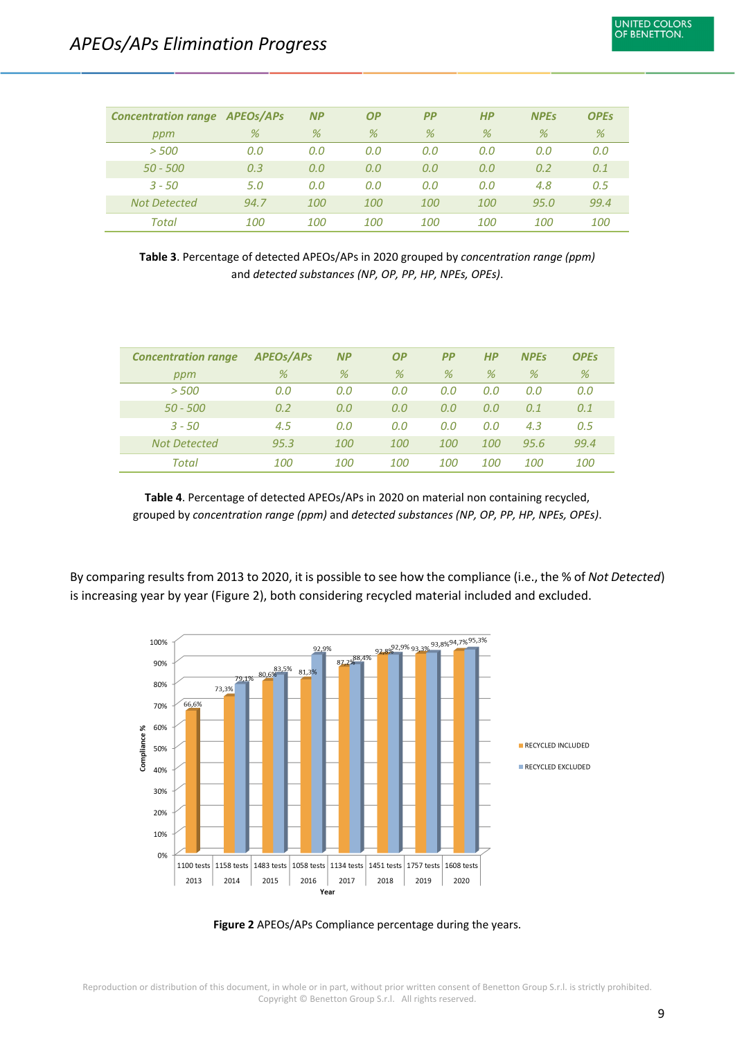# APEOs/APs Elimination Progress

| Concentration range | APEOs/APs | NP | OP | PP | HP | NPEs | OPEs |
|---|---|---|---|---|---|---|---|
| ppm | % | % | % | % | % | % | % |
| > 500 | 0.0 | 0.0 | 0.0 | 0.0 | 0.0 | 0.0 | 0.0 |
| 50 - 500 | 0.3 | 0.0 | 0.0 | 0.0 | 0.0 | 0.2 | 0.1 |
| 3 - 50 | 5.0 | 0.0 | 0.0 | 0.0 | 0.0 | 4.8 | 0.5 |
| Not Detected | 94.7 | 100 | 100 | 100 | 100 | 95.0 | 99.4 |
| Total | 100 | 100 | 100 | 100 | 100 | 100 | 100 |

**Table 3**. Percentage of detected APEOs/APs in 2020 grouped by *concentration range (ppm)* and *detected substances (NP, OP, PP, HP, NPEs, OPEs)*.

| Concentration range | APEOs/APs | NP | OP | PP | HP | NPEs | OPEs |
|---|---|---|---|---|---|---|---|
| ppm | % | % | % | % | % | % | % |
| > 500 | 0.0 | 0.0 | 0.0 | 0.0 | 0.0 | 0.0 | 0.0 |
| 50 - 500 | 0.2 | 0.0 | 0.0 | 0.0 | 0.0 | 0.1 | 0.1 |
| 3 - 50 | 4.5 | 0.0 | 0.0 | 0.0 | 0.0 | 4.3 | 0.5 |
| Not Detected | 95.3 | 100 | 100 | 100 | 100 | 95.6 | 99.4 |
| Total | 100 | 100 | 100 | 100 | 100 | 100 | 100 |

**Table 4**. Percentage of detected APEOs/APs in 2020 on material non containing recycled, grouped by *concentration range (ppm)* and *detected substances (NP, OP, PP, HP, NPEs, OPEs)*.

By comparing results from 2013 to 2020, it is possible to see how the compliance (i.e., the % of *Not Detected*) is increasing year by year (Figure 2), both considering recycled material included and excluded.

**Figure 2** APEOs/APs Compliance percentage during the years.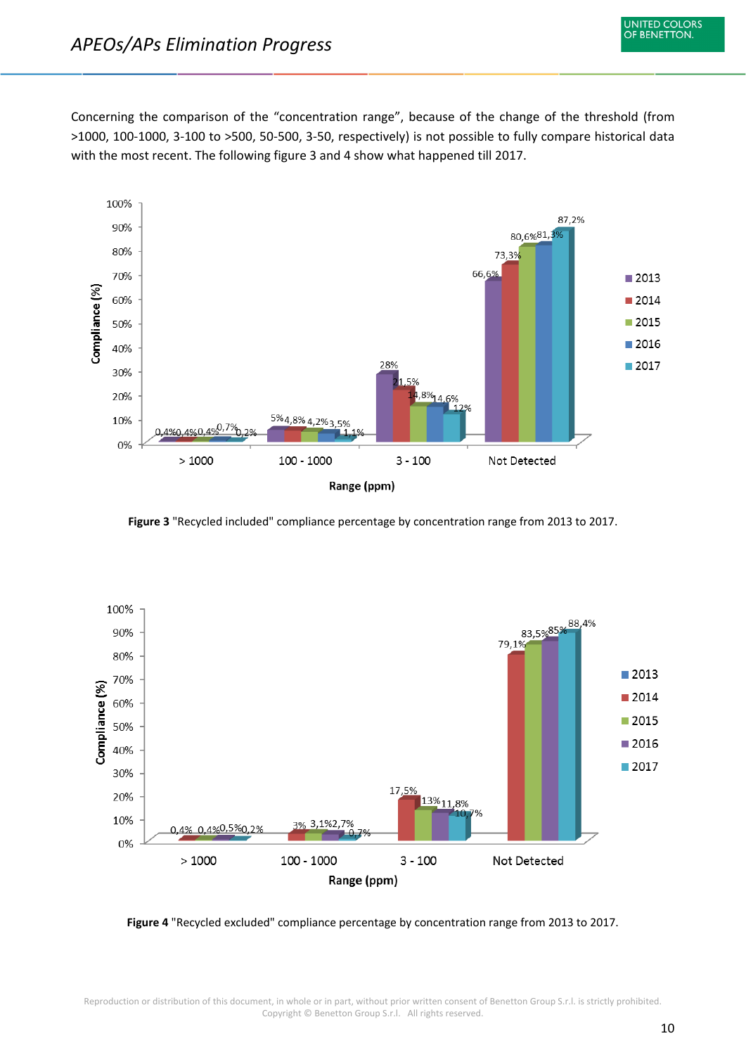Concerning the comparison of the “concentration range”, because of the change of the threshold (from >1000, 100-1000, 3-100 to >500, 50-500, 3-50, respectively) is not possible to fully compare historical data with the most recent. The following figure 3 and 4 show what happened till 2017.

**Figure 3** "Recycled included" compliance percentage by concentration range from 2013 to 2017.

**Figure 4** "Recycled excluded" compliance percentage by concentration range from 2013 to 2017.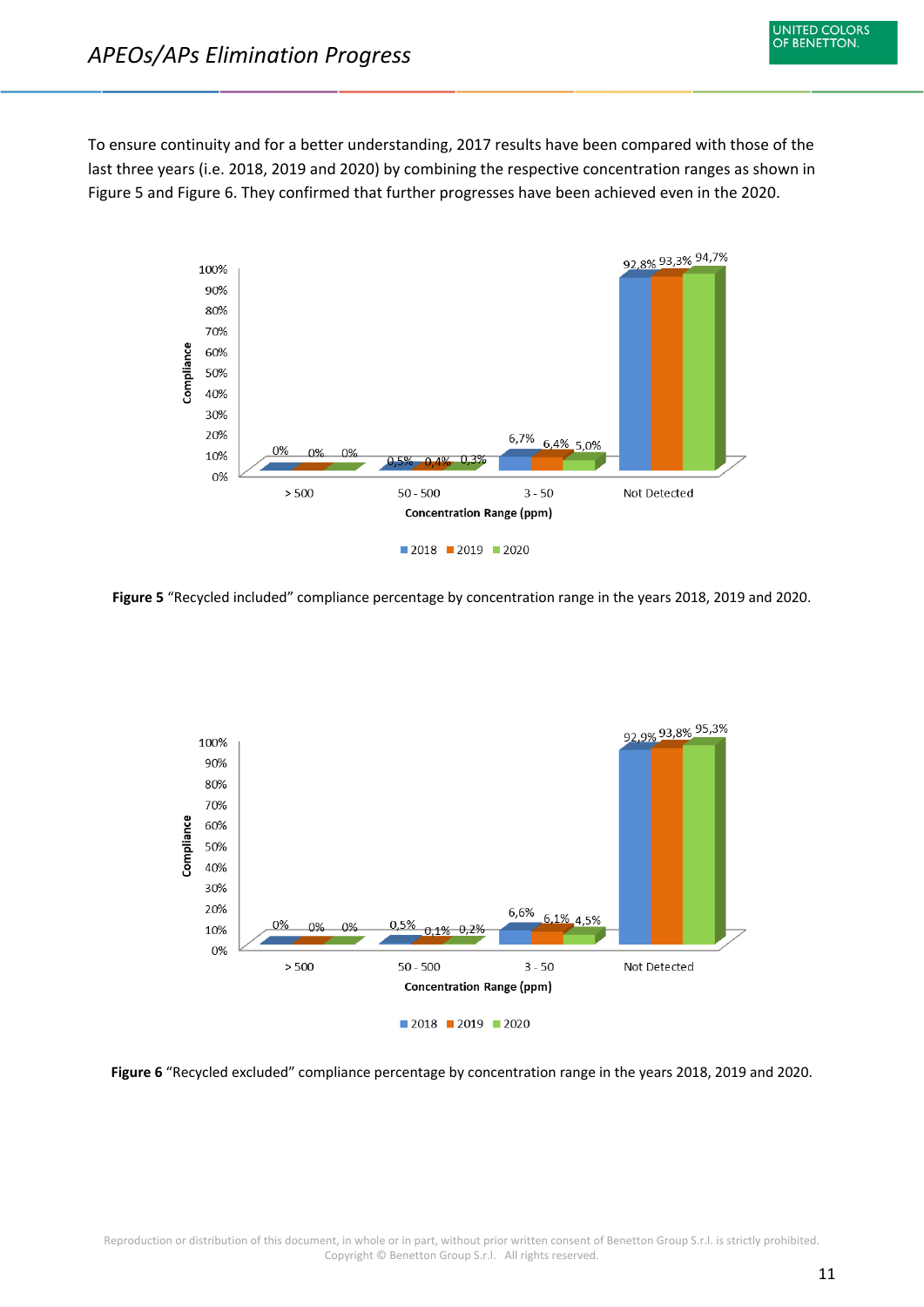## APEOs/APs Elimination Progress

To ensure continuity and for a better understanding, 2017 results have been compared with those of the last three years (i.e. 2018, 2019 and 2020) by combining the respective concentration ranges as shown in Figure 5 and Figure 6. They confirmed that further progresses have been achieved even in the 2020.

| Concentration Range (ppm) | 2018 | 2019 | 2020 |
|---|---|---|---|
| > 500 | 0% | 0% | 0% |
| 50 - 500 | 0,5% | 0,4% | 0,3% |
| 3 - 50 | 6,7% | 6,4% | 5,0% |
| Not Detected | 92,8% | 93,3% | 94,7% |

**Figure 5** "Recycled included" compliance percentage by concentration range in the years 2018, 2019 and 2020.

| Concentration Range (ppm) | 2018 | 2019 | 2020 |
|---|---|---|---|
| > 500 | 0% | 0% | 0% |
| 50 - 500 | 0,5% | 0,1% | 0,2% |
| 3 - 50 | 6,6% | 6,1% | 4,5% |
| Not Detected | 92,9% | 93,8% | 95,3% |

**Figure 6** "Recycled excluded" compliance percentage by concentration range in the years 2018, 2019 and 2020.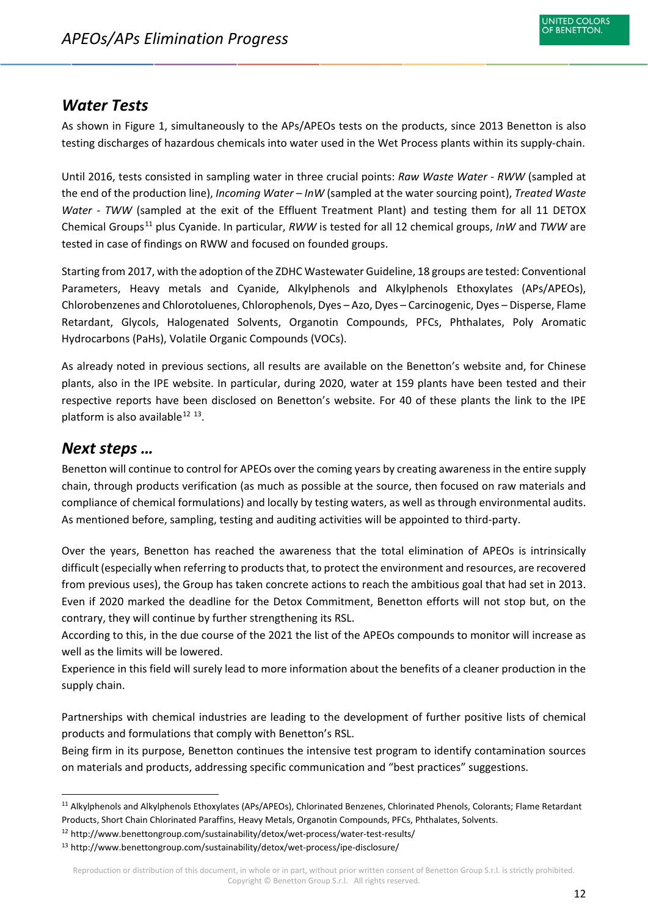## Water Tests

As shown in Figure 1, simultaneously to the APs/APEOs tests on the products, since 2013 Benetton is also testing discharges of hazardous chemicals into water used in the Wet Process plants within its supply-chain.

Until 2016, tests consisted in sampling water in three crucial points: *Raw Waste Water - RWW* (sampled at the end of the production line), *Incoming Water – InW* (sampled at the water sourcing point), *Treated Waste Water - TWW* (sampled at the exit of the Effluent Treatment Plant) and testing them for all 11 DETOX Chemical Groups[11] plus Cyanide. In particular, *RWW* is tested for all 12 chemical groups, *InW* and *TWW* are tested in case of findings on RWW and focused on founded groups.

Starting from 2017, with the adoption of the ZDHC Wastewater Guideline, 18 groups are tested: Conventional Parameters, Heavy metals and Cyanide, Alkylphenols and Alkylphenols Ethoxylates (APs/APEOs), Chlorobenzenes and Chlorotoluenes, Chlorophenols, Dyes – Azo, Dyes – Carcinogenic, Dyes – Disperse, Flame Retardant, Glycols, Halogenated Solvents, Organotin Compounds, PFCs, Phthalates, Poly Aromatic Hydrocarbons (PaHs), Volatile Organic Compounds (VOCs).

As already noted in previous sections, all results are available on the Benetton's website and, for Chinese plants, also in the IPE website. In particular, during 2020, water at 159 plants have been tested and their respective reports have been disclosed on Benetton's website. For 40 of these plants the link to the IPE platform is also available[12] [13].

## Next steps …

Benetton will continue to control for APEOs over the coming years by creating awareness in the entire supply chain, through products verification (as much as possible at the source, then focused on raw materials and compliance of chemical formulations) and locally by testing waters, as well as through environmental audits. As mentioned before, sampling, testing and auditing activities will be appointed to third-party.

Over the years, Benetton has reached the awareness that the total elimination of APEOs is intrinsically difficult (especially when referring to products that, to protect the environment and resources, are recovered from previous uses), the Group has taken concrete actions to reach the ambitious goal that had set in 2013. Even if 2020 marked the deadline for the Detox Commitment, Benetton efforts will not stop but, on the contrary, they will continue by further strengthening its RSL.
According to this, in the due course of the 2021 the list of the APEOs compounds to monitor will increase as well as the limits will be lowered.
Experience in this field will surely lead to more information about the benefits of a cleaner production in the supply chain.

Partnerships with chemical industries are leading to the development of further positive lists of chemical products and formulations that comply with Benetton's RSL.
Being firm in its purpose, Benetton continues the intensive test program to identify contamination sources on materials and products, addressing specific communication and "best practices" suggestions.

---

[11] Alkylphenols and Alkylphenols Ethoxylates (APs/APEOs), Chlorinated Benzenes, Chlorinated Phenols, Colorants; Flame Retardant Products, Short Chain Chlorinated Paraffins, Heavy Metals, Organotin Compounds, PFCs, Phthalates, Solvents.

[12] http://www.benettongroup.com/sustainability/detox/wet-process/water-test-results/

[13] http://www.benettongroup.com/sustainability/detox/wet-process/ipe-disclosure/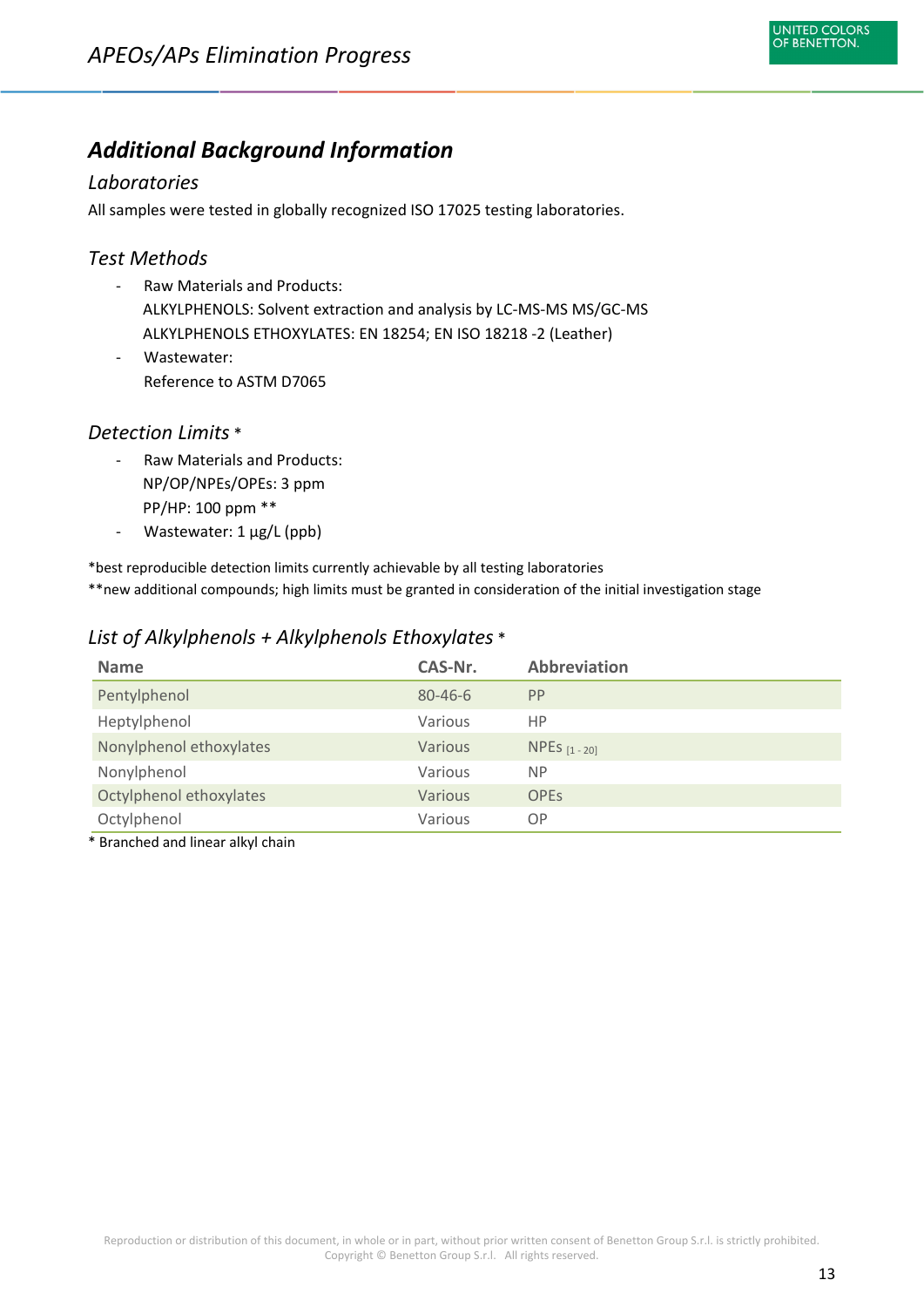## *Additional Background Information*

### *Laboratories*

All samples were tested in globally recognized ISO 17025 testing laboratories.

### *Test Methods*

- Raw Materials and Products:
  ALKYLPHENOLS: Solvent extraction and analysis by LC-MS-MS MS/GC-MS
  ALKYLPHENOLS ETHOXYLATES: EN 18254; EN ISO 18218 -2 (Leather)
- Wastewater:
  Reference to ASTM D7065

### *Detection Limits* *

- Raw Materials and Products:
  NP/OP/NPEs/OPEs: 3 ppm
  PP/HP: 100 ppm **
- Wastewater: 1 µg/L (ppb)

*best reproducible detection limits currently achievable by all testing laboratories
**new additional compounds; high limits must be granted in consideration of the initial investigation stage

### *List of Alkylphenols + Alkylphenols Ethoxylates* *

| Name | CAS-Nr. | Abbreviation |
|---|---|---|
| Pentylphenol | 80-46-6 | PP |
| Heptylphenol | Various | HP |
| Nonylphenol ethoxylates | Various | NPEs $_{[1-20]}$ |
| Nonylphenol | Various | NP |
| Octylphenol ethoxylates | Various | OPEs |
| Octylphenol | Various | OP |

* Branched and linear alkyl chain